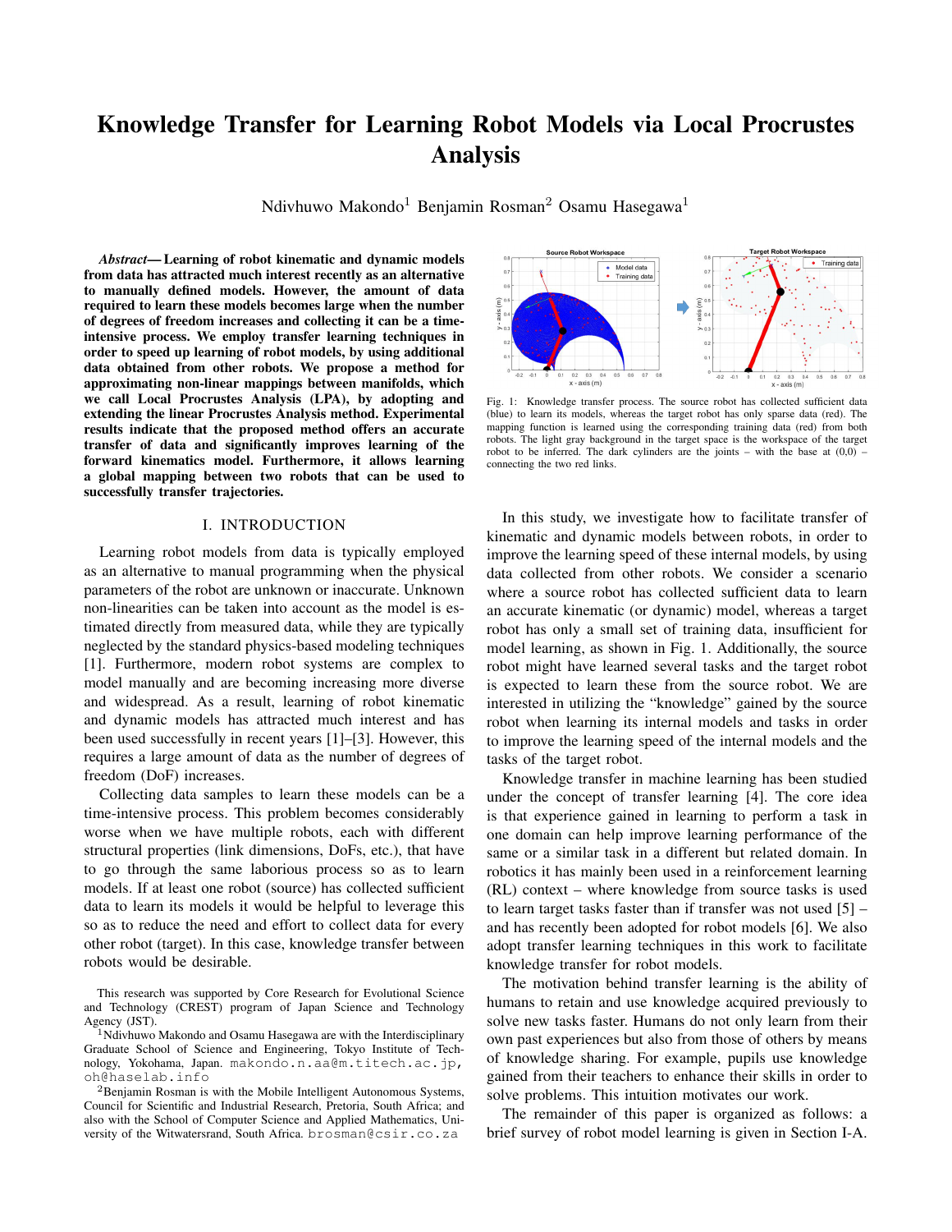# Knowledge Transfer for Learning Robot Models via Local Procrustes Analysis

Ndivhuwo Makondo[1] Benjamin Rosman[2] Osamu Hasegawa[1]

***Abstract*— Learning of robot kinematic and dynamic models from data has attracted much interest recently as an alternative to manually defined models. However, the amount of data required to learn these models becomes large when the number of degrees of freedom increases and collecting it can be a time-intensive process. We employ transfer learning techniques in order to speed up learning of robot models, by using additional data obtained from other robots. We propose a method for approximating non-linear mappings between manifolds, which we call Local Procrustes Analysis (LPA), by adopting and extending the linear Procrustes Analysis method. Experimental results indicate that the proposed method offers an accurate transfer of data and significantly improves learning of the forward kinematics model. Furthermore, it allows learning a global mapping between two robots that can be used to successfully transfer trajectories.**

Source Robot Workspace

Model data
Training data

y - axis (m)
x - axis (m)

Target Robot Workspace

Training data

y - axis (m)
x - axis (m)

Fig. 1: Knowledge transfer process. The source robot has collected sufficient data (blue) to learn its models, whereas the target robot has only sparse data (red). The mapping function is learned using the corresponding training data (red) from both robots. The light gray background in the target space is the workspace of the target robot to be inferred. The dark cylinders are the joints – with the base at (0,0) – connecting the two red links.

## I. INTRODUCTION

Learning robot models from data is typically employed as an alternative to manual programming when the physical parameters of the robot are unknown or inaccurate. Unknown non-linearities can be taken into account as the model is estimated directly from measured data, while they are typically neglected by the standard physics-based modeling techniques [1]. Furthermore, modern robot systems are complex to model manually and are becoming increasing more diverse and widespread. As a result, learning of robot kinematic and dynamic models has attracted much interest and has been used successfully in recent years [1]–[3]. However, this requires a large amount of data as the number of degrees of freedom (DoF) increases.

Collecting data samples to learn these models can be a time-intensive process. This problem becomes considerably worse when we have multiple robots, each with different structural properties (link dimensions, DoFs, etc.), that have to go through the same laborious process so as to learn models. If at least one robot (source) has collected sufficient data to learn its models it would be helpful to leverage this so as to reduce the need and effort to collect data for every other robot (target). In this case, knowledge transfer between robots would be desirable.

In this study, we investigate how to facilitate transfer of kinematic and dynamic models between robots, in order to improve the learning speed of these internal models, by using data collected from other robots. We consider a scenario where a source robot has collected sufficient data to learn an accurate kinematic (or dynamic) model, whereas a target robot has only a small set of training data, insufficient for model learning, as shown in Fig. 1. Additionally, the source robot might have learned several tasks and the target robot is expected to learn these from the source robot. We are interested in utilizing the "knowledge" gained by the source robot when learning its internal models and tasks in order to improve the learning speed of the internal models and the tasks of the target robot.

Knowledge transfer in machine learning has been studied under the concept of transfer learning [4]. The core idea is that experience gained in learning to perform a task in one domain can help improve learning performance of the same or a similar task in a different but related domain. In robotics it has mainly been used in a reinforcement learning (RL) context – where knowledge from source tasks is used to learn target tasks faster than if transfer was not used [5] – and has recently been adopted for robot models [6]. We also adopt transfer learning techniques in this work to facilitate knowledge transfer for robot models.

The motivation behind transfer learning is the ability of humans to retain and use knowledge acquired previously to solve new tasks faster. Humans do not only learn from their own past experiences but also from those of others by means of knowledge sharing. For example, pupils use knowledge gained from their teachers to enhance their skills in order to solve problems. This intuition motivates our work.

The remainder of this paper is organized as follows: a brief survey of robot model learning is given in Section I-A.

This research was supported by Core Research for Evolutional Science and Technology (CREST) program of Japan Science and Technology Agency (JST).

[1]Ndivhuwo Makondo and Osamu Hasegawa are with the Interdisciplinary Graduate School of Science and Engineering, Tokyo Institute of Technology, Yokohama, Japan. makondo.n.aa@m.titech.ac.jp, oh@haselab.info

[2]Benjamin Rosman is with the Mobile Intelligent Autonomous Systems, Council for Scientific and Industrial Research, Pretoria, South Africa; and also with the School of Computer Science and Applied Mathematics, University of the Witwatersrand, South Africa. brosman@csir.co.za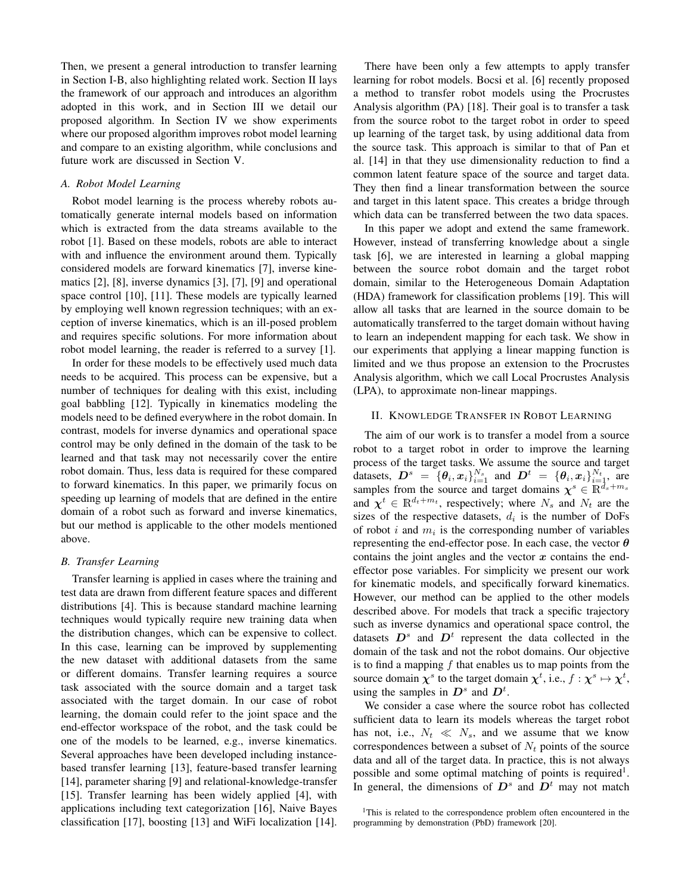Then, we present a general introduction to transfer learning in Section I-B, also highlighting related work. Section II lays the framework of our approach and introduces an algorithm adopted in this work, and in Section III we detail our proposed algorithm. In Section IV we show experiments where our proposed algorithm improves robot model learning and compare to an existing algorithm, while conclusions and future work are discussed in Section V.

### A. Robot Model Learning

Robot model learning is the process whereby robots automatically generate internal models based on information which is extracted from the data streams available to the robot [1]. Based on these models, robots are able to interact with and influence the environment around them. Typically considered models are forward kinematics [7], inverse kinematics [2], [8], inverse dynamics [3], [7], [9] and operational space control [10], [11]. These models are typically learned by employing well known regression techniques; with an exception of inverse kinematics, which is an ill-posed problem and requires specific solutions. For more information about robot model learning, the reader is referred to a survey [1].

In order for these models to be effectively used much data needs to be acquired. This process can be expensive, but a number of techniques for dealing with this exist, including goal babbling [12]. Typically in kinematics modeling the models need to be defined everywhere in the robot domain. In contrast, models for inverse dynamics and operational space control may be only defined in the domain of the task to be learned and that task may not necessarily cover the entire robot domain. Thus, less data is required for these compared to forward kinematics. In this paper, we primarily focus on speeding up learning of models that are defined in the entire domain of a robot such as forward and inverse kinematics, but our method is applicable to the other models mentioned above.

### B. Transfer Learning

Transfer learning is applied in cases where the training and test data are drawn from different feature spaces and different distributions [4]. This is because standard machine learning techniques would typically require new training data when the distribution changes, which can be expensive to collect. In this case, learning can be improved by supplementing the new dataset with additional datasets from the same or different domains. Transfer learning requires a source task associated with the source domain and a target task associated with the target domain. In our case of robot learning, the domain could refer to the joint space and the end-effector workspace of the robot, and the task could be one of the models to be learned, e.g., inverse kinematics. Several approaches have been developed including instance-based transfer learning [13], feature-based transfer learning [14], parameter sharing [9] and relational-knowledge-transfer [15]. Transfer learning has been widely applied [4], with applications including text categorization [16], Naive Bayes classification [17], boosting [13] and WiFi localization [14].

There have been only a few attempts to apply transfer learning for robot models. Bocsi et al. [6] recently proposed a method to transfer robot models using the Procrustes Analysis algorithm (PA) [18]. Their goal is to transfer a task from the source robot to the target robot in order to speed up learning of the target task, by using additional data from the source task. This approach is similar to that of Pan et al. [14] in that they use dimensionality reduction to find a common latent feature space of the source and target data. They then find a linear transformation between the source and target in this latent space. This creates a bridge through which data can be transferred between the two data spaces.

In this paper we adopt and extend the same framework. However, instead of transferring knowledge about a single task [6], we are interested in learning a global mapping between the source robot domain and the target robot domain, similar to the Heterogeneous Domain Adaptation (HDA) framework for classification problems [19]. This will allow all tasks that are learned in the source domain to be automatically transferred to the target domain without having to learn an independent mapping for each task. We show in our experiments that applying a linear mapping function is limited and we thus propose an extension to the Procrustes Analysis algorithm, which we call Local Procrustes Analysis (LPA), to approximate non-linear mappings.

## II. Knowledge Transfer in Robot Learning

The aim of our work is to transfer a model from a source robot to a target robot in order to improve the learning process of the target tasks. We assume the source and target datasets, $\boldsymbol{D}^s = \{\boldsymbol{\theta}_i, \boldsymbol{x}_i\}_{i=1}^{N_s}$ and $\boldsymbol{D}^t = \{\boldsymbol{\theta}_i, \boldsymbol{x}_i\}_{i=1}^{N_t}$, are samples from the source and target domains $\boldsymbol{\chi}^s \in \mathbb{R}^{d_s+m_s}$ and $\boldsymbol{\chi}^t \in \mathbb{R}^{d_t+m_t}$, respectively; where $N_s$ and $N_t$ are the sizes of the respective datasets, $d_i$ is the number of DoFs of robot $i$ and $m_i$ is the corresponding number of variables representing the end-effector pose. In each case, the vector $\boldsymbol{\theta}$ contains the joint angles and the vector $\boldsymbol{x}$ contains the end-effector pose variables. For simplicity we present our work for kinematic models, and specifically forward kinematics. However, our method can be applied to the other models described above. For models that track a specific trajectory such as inverse dynamics and operational space control, the datasets $\boldsymbol{D}^s$ and $\boldsymbol{D}^t$ represent the data collected in the domain of the task and not the robot domains. Our objective is to find a mapping $f$ that enables us to map points from the source domain $\boldsymbol{\chi}^s$ to the target domain $\boldsymbol{\chi}^t$, i.e., $f : \boldsymbol{\chi}^s \mapsto \boldsymbol{\chi}^t$, using the samples in $\boldsymbol{D}^s$ and $\boldsymbol{D}^t$.

We consider a case where the source robot has collected sufficient data to learn its models whereas the target robot has not, i.e., $N_t \ll N_s$, and we assume that we know correspondences between a subset of $N_t$ points of the source data and all of the target data. In practice, this is not always possible and some optimal matching of points is required[1]. In general, the dimensions of $\boldsymbol{D}^s$ and $\boldsymbol{D}^t$ may not match

[1] This is related to the correspondence problem often encountered in the programming by demonstration (PbD) framework [20].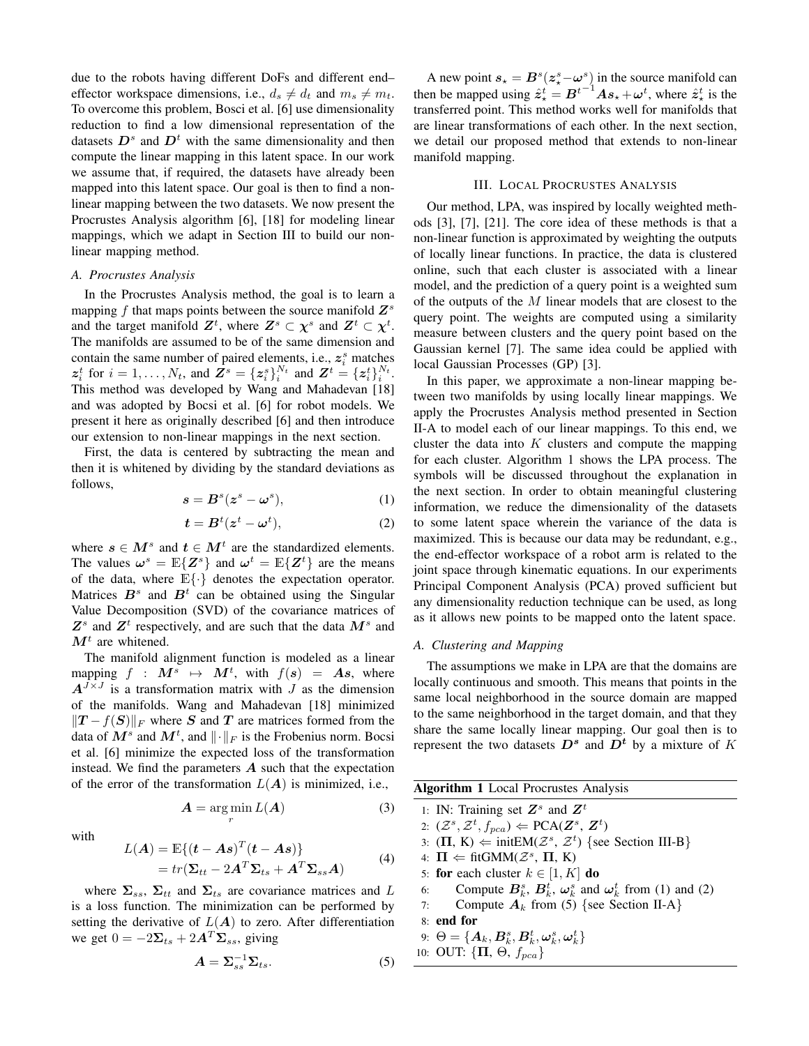due to the robots having different DoFs and different end–effector workspace dimensions, i.e., $d_s \neq d_t$ and $m_s \neq m_t$. To overcome this problem, Bosci et al. [6] use dimensionality reduction to find a low dimensional representation of the datasets $\boldsymbol{D}^s$ and $\boldsymbol{D}^t$ with the same dimensionality and then compute the linear mapping in this latent space. In our work we assume that, if required, the datasets have already been mapped into this latent space. Our goal is then to find a non-linear mapping between the two datasets. We now present the Procrustes Analysis algorithm [6], [18] for modeling linear mappings, which we adapt in Section III to build our non-linear mapping method.

### A. Procrustes Analysis

In the Procrustes Analysis method, the goal is to learn a mapping $f$ that maps points between the source manifold $\boldsymbol{Z}^s$ and the target manifold $\boldsymbol{Z}^t$, where $\boldsymbol{Z}^s \subset \boldsymbol{\chi}^s$ and $\boldsymbol{Z}^t \subset \boldsymbol{\chi}^t$. The manifolds are assumed to be of the same dimension and contain the same number of paired elements, i.e., $\boldsymbol{z}_i^s$ matches $\boldsymbol{z}_i^t$ for $i = 1, \ldots, N_t$, and $\boldsymbol{Z}^s = \{\boldsymbol{z}_i^s\}_i^{N_t}$ and $\boldsymbol{Z}^t = \{\boldsymbol{z}_i^t\}_i^{N_t}$. This method was developed by Wang and Mahadevan [18] and was adopted by Bocsi et al. [6] for robot models. We present it here as originally described [6] and then introduce our extension to non-linear mappings in the next section.

First, the data is centered by subtracting the mean and then it is whitened by dividing by the standard deviations as follows,

$$\boldsymbol{s} = \boldsymbol{B}^s(\boldsymbol{z}^s - \boldsymbol{\omega}^s), \tag{1}$$

$$\boldsymbol{t} = \boldsymbol{B}^t(\boldsymbol{z}^t - \boldsymbol{\omega}^t), \tag{2}$$

where $\boldsymbol{s} \in \boldsymbol{M}^s$ and $\boldsymbol{t} \in \boldsymbol{M}^t$ are the standardized elements. The values $\boldsymbol{\omega}^s = \mathbb{E}\{\boldsymbol{Z}^s\}$ and $\boldsymbol{\omega}^t = \mathbb{E}\{\boldsymbol{Z}^t\}$ are the means of the data, where $\mathbb{E}\{\cdot\}$ denotes the expectation operator. Matrices $\boldsymbol{B}^s$ and $\boldsymbol{B}^t$ can be obtained using the Singular Value Decomposition (SVD) of the covariance matrices of $\boldsymbol{Z}^s$ and $\boldsymbol{Z}^t$ respectively, and are such that the data $\boldsymbol{M}^s$ and $\boldsymbol{M}^t$ are whitened.

The manifold alignment function is modeled as a linear mapping $f : \boldsymbol{M}^s \mapsto \boldsymbol{M}^t$, with $f(\boldsymbol{s}) = \boldsymbol{A}\boldsymbol{s}$, where $\boldsymbol{A}^{J\times J}$ is a transformation matrix with $J$ as the dimension of the manifolds. Wang and Mahadevan [18] minimized $\|\boldsymbol{T} - f(\boldsymbol{S})\|_F$ where $\boldsymbol{S}$ and $\boldsymbol{T}$ are matrices formed from the data of $\boldsymbol{M}^s$ and $\boldsymbol{M}^t$, and $\|\cdot\|_F$ is the Frobenius norm. Bocsi et al. [6] minimize the expected loss of the transformation instead. We find the parameters $\boldsymbol{A}$ such that the expectation of the error of the transformation $L(\boldsymbol{A})$ is minimized, i.e.,

$$\boldsymbol{A} = \arg\min_{r} L(\boldsymbol{A}) \tag{3}$$

with

$$\begin{aligned} L(\boldsymbol{A}) &= \mathbb{E}\{(\boldsymbol{t} - \boldsymbol{A}\boldsymbol{s})^T(\boldsymbol{t} - \boldsymbol{A}\boldsymbol{s})\} \\ &= tr(\boldsymbol{\Sigma}_{tt} - 2\boldsymbol{A}^T\boldsymbol{\Sigma}_{ts} + \boldsymbol{A}^T\boldsymbol{\Sigma}_{ss}\boldsymbol{A}) \end{aligned} \tag{4}$$

where $\boldsymbol{\Sigma}_{ss}$, $\boldsymbol{\Sigma}_{tt}$ and $\boldsymbol{\Sigma}_{ts}$ are covariance matrices and $L$ is a loss function. The minimization can be performed by setting the derivative of $L(\boldsymbol{A})$ to zero. After differentiation we get $0 = -2\boldsymbol{\Sigma}_{ts} + 2\boldsymbol{A}^T\boldsymbol{\Sigma}_{ss}$, giving

$$\boldsymbol{A} = \boldsymbol{\Sigma}_{ss}^{-1}\boldsymbol{\Sigma}_{ts}. \tag{5}$$

A new point $\boldsymbol{s}_\star = \boldsymbol{B}^s(\boldsymbol{z}_\star^s - \boldsymbol{\omega}^s)$ in the source manifold can then be mapped using $\hat{\boldsymbol{z}}_\star^t = {\boldsymbol{B}^t}^{-1}\boldsymbol{A}\boldsymbol{s}_\star + \boldsymbol{\omega}^t$, where $\hat{\boldsymbol{z}}_\star^t$ is the transferred point. This method works well for manifolds that are linear transformations of each other. In the next section, we detail our proposed method that extends to non-linear manifold mapping.

## III. Local Procrustes Analysis

Our method, LPA, was inspired by locally weighted methods [3], [7], [21]. The core idea of these methods is that a non-linear function is approximated by weighting the outputs of locally linear functions. In practice, the data is clustered online, such that each cluster is associated with a linear model, and the prediction of a query point is a weighted sum of the outputs of the $M$ linear models that are closest to the query point. The weights are computed using a similarity measure between clusters and the query point based on the Gaussian kernel [7]. The same idea could be applied with local Gaussian Processes (GP) [3].

In this paper, we approximate a non-linear mapping between two manifolds by using locally linear mappings. We apply the Procrustes Analysis method presented in Section II-A to model each of our linear mappings. To this end, we cluster the data into $K$ clusters and compute the mapping for each cluster. Algorithm 1 shows the LPA process. The symbols will be discussed throughout the explanation in the next section. In order to obtain meaningful clustering information, we reduce the dimensionality of the datasets to some latent space wherein the variance of the data is maximized. This is because our data may be redundant, e.g., the end-effector workspace of a robot arm is related to the joint space through kinematic equations. In our experiments Principal Component Analysis (PCA) proved sufficient but any dimensionality reduction technique can be used, as long as it allows new points to be mapped onto the latent space.

### A. Clustering and Mapping

The assumptions we make in LPA are that the domains are locally continuous and smooth. This means that points in the same local neighborhood in the source domain are mapped to the same neighborhood in the target domain, and that they share the same locally linear mapping. Our goal then is to represent the two datasets $\boldsymbol{D^s}$ and $\boldsymbol{D^t}$ by a mixture of $K$

**Algorithm 1** Local Procrustes Analysis

```
1: IN: Training set Z^s and Z^t
2: (𝒵^s, 𝒵^t, f_pca) ⇐ PCA(Z^s, Z^t)
3: (Π, K) ⇐ initEM(𝒵^s, 𝒵^t) {see Section III-B}
4: Π ⇐ fitGMM(𝒵^s, Π, K)
5: for each cluster k ∈ [1, K] do
6:     Compute B_k^s, B_k^t, ω_k^s and ω_k^t from (1) and (2)
7:     Compute A_k from (5) {see Section II-A}
8: end for
9: Θ = {A_k, B_k^s, B_k^t, ω_k^s, ω_k^t}
10: OUT: {Π, Θ, f_pca}
```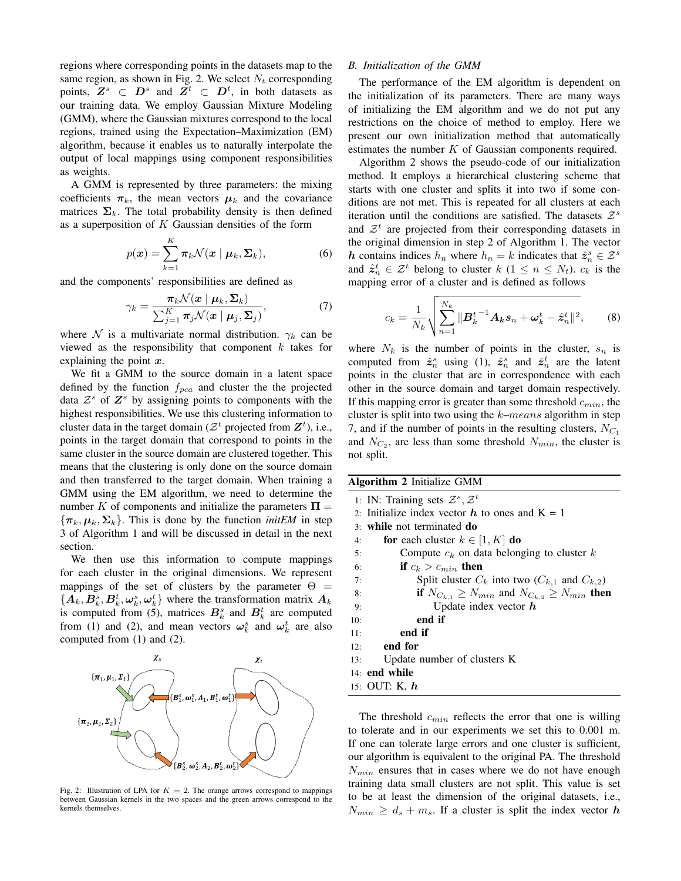regions where corresponding points in the datasets map to the same region, as shown in Fig. 2. We select $N_t$ corresponding points, $\boldsymbol{Z}^s \subset \boldsymbol{D}^s$ and $\boldsymbol{Z}^t \subset \boldsymbol{D}^t$, in both datasets as our training data. We employ Gaussian Mixture Modeling (GMM), where the Gaussian mixtures correspond to the local regions, trained using the Expectation–Maximization (EM) algorithm, because it enables us to naturally interpolate the output of local mappings using component responsibilities as weights.

A GMM is represented by three parameters: the mixing coefficients $\boldsymbol{\pi}_k$, the mean vectors $\boldsymbol{\mu}_k$ and the covariance matrices $\boldsymbol{\Sigma}_k$. The total probability density is then defined as a superposition of $K$ Gaussian densities of the form

$$p(\boldsymbol{x}) = \sum_{k=1}^{K} \boldsymbol{\pi}_k \mathcal{N}(\boldsymbol{x} \mid \boldsymbol{\mu}_k, \boldsymbol{\Sigma}_k), \tag{6}$$

and the components' responsibilities are defined as

$$\gamma_k = \frac{\boldsymbol{\pi}_k \mathcal{N}(\boldsymbol{x} \mid \boldsymbol{\mu}_k, \boldsymbol{\Sigma}_k)}{\sum_{j=1}^{K} \boldsymbol{\pi}_j \mathcal{N}(\boldsymbol{x} \mid \boldsymbol{\mu}_j, \boldsymbol{\Sigma}_j)}, \tag{7}$$

where $\mathcal{N}$ is a multivariate normal distribution. $\gamma_k$ can be viewed as the responsibility that component $k$ takes for explaining the point $\boldsymbol{x}$.

We fit a GMM to the source domain in a latent space defined by the function $f_{pca}$ and cluster the the projected data $\mathcal{Z}^s$ of $\boldsymbol{Z}^s$ by assigning points to components with the highest responsibilities. We use this clustering information to cluster data in the target domain ($\mathcal{Z}^t$ projected from $\boldsymbol{Z}^t$), i.e., points in the target domain that correspond to points in the same cluster in the source domain are clustered together. This means that the clustering is only done on the source domain and then transferred to the target domain. When training a GMM using the EM algorithm, we need to determine the number $K$ of components and initialize the parameters $\boldsymbol{\Pi} = \{\boldsymbol{\pi}_k, \boldsymbol{\mu}_k, \boldsymbol{\Sigma}_k\}$. This is done by the function *initEM* in step 3 of Algorithm 1 and will be discussed in detail in the next section.

We then use this information to compute mappings for each cluster in the original dimensions. We represent mappings of the set of clusters by the parameter $\Theta = \{\boldsymbol{A}_k, \boldsymbol{B}_k^s, \boldsymbol{B}_k^t, \boldsymbol{\omega}_k^s, \boldsymbol{\omega}_k^t\}$ where the transformation matrix $\boldsymbol{A}_k$ is computed from (5), matrices $\boldsymbol{B}_k^s$ and $\boldsymbol{B}_k^t$ are computed from (1) and (2), and mean vectors $\boldsymbol{\omega}_k^s$ and $\boldsymbol{\omega}_k^t$ are also computed from (1) and (2).

$\chi_s$

$\chi_t$

$\{\boldsymbol{\pi}_1, \boldsymbol{\mu}_1, \boldsymbol{\Sigma}_1\}$

$\{\boldsymbol{B}_1^s, \boldsymbol{\omega}_1^s, \boldsymbol{A}_1, \boldsymbol{B}_1^t, \boldsymbol{\omega}_1^t\}$

$\{\boldsymbol{\pi}_2, \boldsymbol{\mu}_2, \boldsymbol{\Sigma}_2\}$

$\{\boldsymbol{B}_2^s, \boldsymbol{\omega}_2^s, \boldsymbol{A}_2, \boldsymbol{B}_2^t, \boldsymbol{\omega}_2^t\}$

Fig. 2: Illustration of LPA for $K = 2$. The orange arrows correspond to mappings between Gaussian kernels in the two spaces and the green arrows correspond to the kernels themselves.

### B. Initialization of the GMM

The performance of the EM algorithm is dependent on the initialization of its parameters. There are many ways of initializing the EM algorithm and we do not put any restrictions on the choice of method to employ. Here we present our own initialization method that automatically estimates the number $K$ of Gaussian components required.

Algorithm 2 shows the pseudo-code of our initialization method. It employs a hierarchical clustering scheme that starts with one cluster and splits it into two if some conditions are not met. This is repeated for all clusters at each iteration until the conditions are satisfied. The datasets $\mathcal{Z}^s$ and $\mathcal{Z}^t$ are projected from their corresponding datasets in the original dimension in step 2 of Algorithm 1. The vector $\boldsymbol{h}$ contains indices $h_n$ where $h_n = k$ indicates that $\hat{\boldsymbol{z}}_n^s \in \mathcal{Z}^s$ and $\hat{\boldsymbol{z}}_n^t \in \mathcal{Z}^t$ belong to cluster $k$ ($1 \leq n \leq N_t$). $c_k$ is the mapping error of a cluster and is defined as follows

$$c_k = \frac{1}{N_k} \sqrt{\sum_{n=1}^{N_k} \| {\boldsymbol{B}_k^t}^{-1} \boldsymbol{A_k} \boldsymbol{s}_n + \boldsymbol{\omega}_k^t - \hat{\boldsymbol{z}}_n^t \|^2}, \tag{8}$$

where $N_k$ is the number of points in the cluster, $s_n$ is computed from $\hat{\boldsymbol{z}}_n^s$ using (1), $\hat{\boldsymbol{z}}_n^s$ and $\hat{\boldsymbol{z}}_n^t$ are the latent points in the cluster that are in correspondence with each other in the source domain and target domain respectively. If this mapping error is greater than some threshold $c_{min}$, the cluster is split into two using the $k$–$means$ algorithm in step 7, and if the number of points in the resulting clusters, $N_{C_1}$ and $N_{C_2}$, are less than some threshold $N_{min}$, the cluster is not split.

**Algorithm 2** Initialize GMM

```
1:  IN: Training sets Z^s, Z^t
2:  Initialize index vector h to ones and K = 1
3:  while not terminated do
4:      for each cluster k ∈ [1, K] do
5:          Compute c_k on data belonging to cluster k
6:          if c_k > c_min then
7:              Split cluster C_k into two (C_{k,1} and C_{k,2})
8:              if N_{C_{k,1}} ≥ N_min and N_{C_{k,2}} ≥ N_min then
9:                  Update index vector h
10:             end if
11:         end if
12:     end for
13:     Update number of clusters K
14: end while
15: OUT: K, h
```

The threshold $c_{min}$ reflects the error that one is willing to tolerate and in our experiments we set this to 0.001 m. If one can tolerate large errors and one cluster is sufficient, our algorithm is equivalent to the original PA. The threshold $N_{min}$ ensures that in cases where we do not have enough training data small clusters are not split. This value is set to be at least the dimension of the original datasets, i.e., $N_{min} \geq d_s + m_s$. If a cluster is split the index vector $\boldsymbol{h}$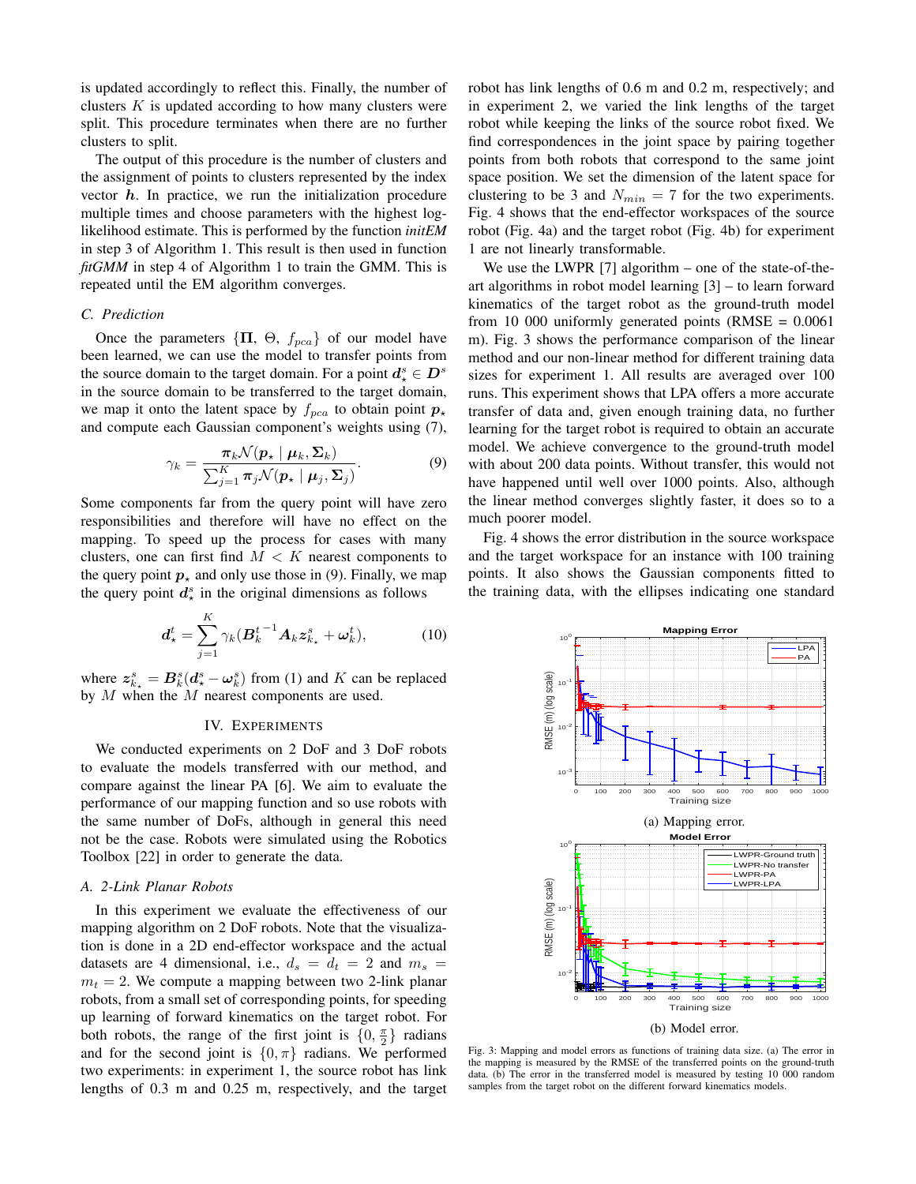is updated accordingly to reflect this. Finally, the number of clusters $K$ is updated according to how many clusters were split. This procedure terminates when there are no further clusters to split.

The output of this procedure is the number of clusters and the assignment of points to clusters represented by the index vector $\boldsymbol{h}$. In practice, we run the initialization procedure multiple times and choose parameters with the highest log-likelihood estimate. This is performed by the function *initEM* in step 3 of Algorithm 1. This result is then used in function *fitGMM* in step 4 of Algorithm 1 to train the GMM. This is repeated until the EM algorithm converges.

### C. Prediction

Once the parameters $\{\boldsymbol{\Pi}, \Theta, f_{pca}\}$ of our model have been learned, we can use the model to transfer points from the source domain to the target domain. For a point $\boldsymbol{d}_\star^s \in \boldsymbol{D}^s$ in the source domain to be transferred to the target domain, we map it onto the latent space by $f_{pca}$ to obtain point $\boldsymbol{p}_\star$ and compute each Gaussian component's weights using (7),

$$\gamma_k = \frac{\boldsymbol{\pi}_k \mathcal{N}(\boldsymbol{p}_\star \mid \boldsymbol{\mu}_k, \boldsymbol{\Sigma}_k)}{\sum_{j=1}^{K} \boldsymbol{\pi}_j \mathcal{N}(\boldsymbol{p}_\star \mid \boldsymbol{\mu}_j, \boldsymbol{\Sigma}_j)}. \tag{9}$$

Some components far from the query point will have zero responsibilities and therefore will have no effect on the mapping. To speed up the process for cases with many clusters, one can first find $M < K$ nearest components to the query point $\boldsymbol{p}_\star$ and only use those in (9). Finally, we map the query point $\boldsymbol{d}_\star^s$ in the original dimensions as follows

$$\boldsymbol{d}_\star^t = \sum_{j=1}^{K} \gamma_k ({\boldsymbol{B}_k^t}^{-1} \boldsymbol{A}_k \boldsymbol{z}_{k_\star}^s + \boldsymbol{\omega}_k^t), \tag{10}$$

where $\boldsymbol{z}_{k_\star}^s = \boldsymbol{B}_k^s(\boldsymbol{d}_\star^s - \boldsymbol{\omega}_k^s)$ from (1) and $K$ can be replaced by $M$ when the $M$ nearest components are used.

## IV. Experiments

We conducted experiments on 2 DoF and 3 DoF robots to evaluate the models transferred with our method, and compare against the linear PA [6]. We aim to evaluate the performance of our mapping function and so use robots with the same number of DoFs, although in general this need not be the case. Robots were simulated using the Robotics Toolbox [22] in order to generate the data.

### A. 2-Link Planar Robots

In this experiment we evaluate the effectiveness of our mapping algorithm on 2 DoF robots. Note that the visualization is done in a 2D end-effector workspace and the actual datasets are 4 dimensional, i.e., $d_s = d_t = 2$ and $m_s = m_t = 2$. We compute a mapping between two 2-link planar robots, from a small set of corresponding points, for speeding up learning of forward kinematics on the target robot. For both robots, the range of the first joint is $\{0, \frac{\pi}{2}\}$ radians and for the second joint is $\{0, \pi\}$ radians. We performed two experiments: in experiment 1, the source robot has link lengths of 0.3 m and 0.25 m, respectively, and the target robot has link lengths of 0.6 m and 0.2 m, respectively; and in experiment 2, we varied the link lengths of the target robot while keeping the links of the source robot fixed. We find correspondences in the joint space by pairing together points from both robots that correspond to the same joint space position. We set the dimension of the latent space for clustering to be 3 and $N_{min} = 7$ for the two experiments. Fig. 4 shows that the end-effector workspaces of the source robot (Fig. 4a) and the target robot (Fig. 4b) for experiment 1 are not linearly transformable.

We use the LWPR [7] algorithm – one of the state-of-the-art algorithms in robot model learning [3] – to learn forward kinematics of the target robot as the ground-truth model from 10 000 uniformly generated points (RMSE = 0.0061 m). Fig. 3 shows the performance comparison of the linear method and our non-linear method for different training data sizes for experiment 1. All results are averaged over 100 runs. This experiment shows that LPA offers a more accurate transfer of data and, given enough training data, no further learning for the target robot is required to obtain an accurate model. We achieve convergence to the ground-truth model with about 200 data points. Without transfer, this would not have happened until well over 1000 points. Also, although the linear method converges slightly faster, it does so to a much poorer model.

Fig. 4 shows the error distribution in the source workspace and the target workspace for an instance with 100 training points. It also shows the Gaussian components fitted to the training data, with the ellipses indicating one standard

Mapping Error

RMSE (m) (log scale)

$10^0$ $10^{-1}$ $10^{-2}$ $10^{-3}$

LPA
PA

0 100 200 300 400 500 600 700 800 900 1000

Training size

(a) Mapping error.

Model Error

RMSE (m) (log scale)

$10^0$ $10^{-1}$ $10^{-2}$

LWPR-Ground truth
LWPR-No transfer
LWPR-PA
LWPR-LPA

0 100 200 300 400 500 600 700 800 900 1000

Training size

(b) Model error.

Fig. 3: Mapping and model errors as functions of training data size. (a) The error in the mapping is measured by the RMSE of the transferred points on the ground-truth data. (b) The error in the transferred model is measured by testing 10 000 random samples from the target robot on the different forward kinematics models.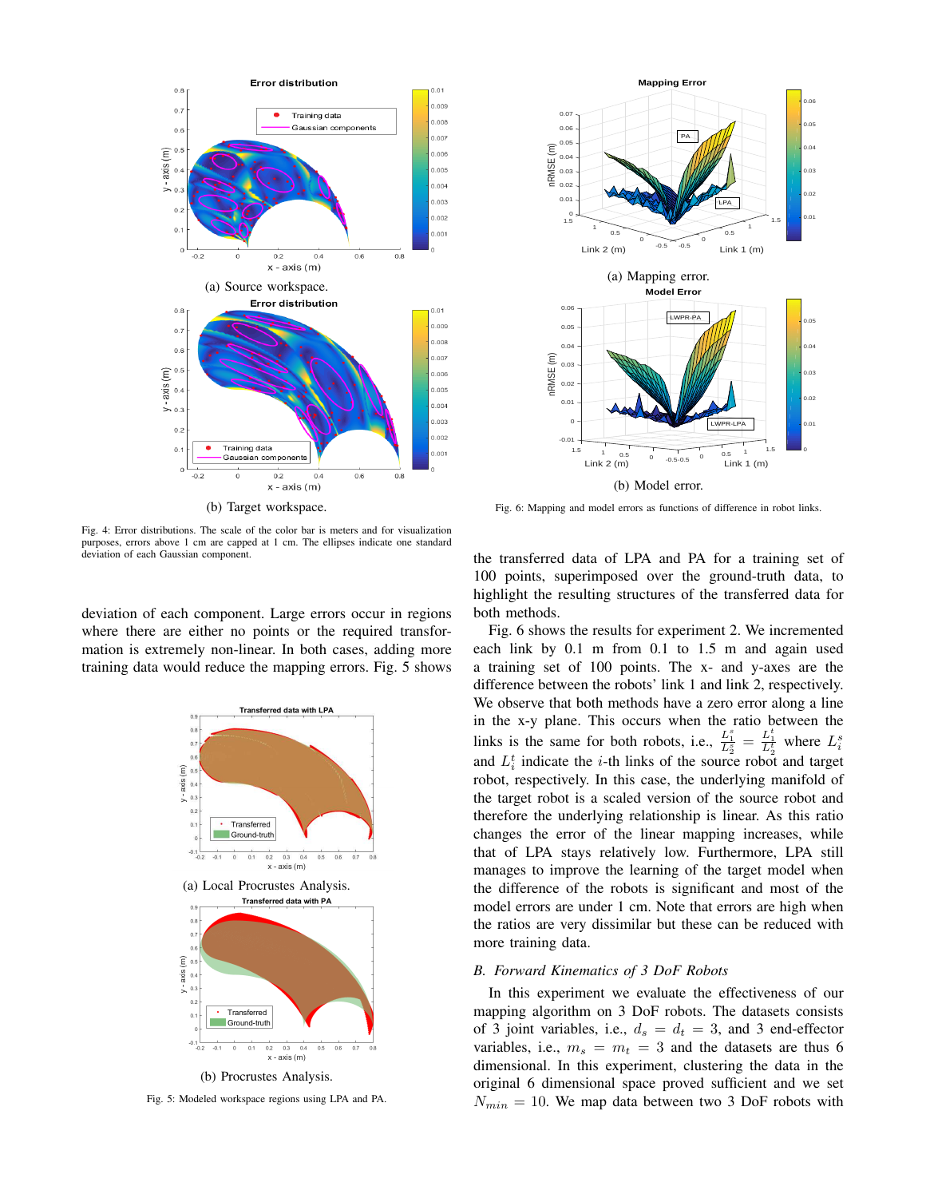Error distribution

Training data
Gaussian components

y - axis (m)
x - axis (m)

(a) Source workspace.

Error distribution

Training data
Gaussian components

y - axis (m)
x - axis (m)

(b) Target workspace.

Fig. 4: Error distributions. The scale of the color bar is meters and for visualization purposes, errors above 1 cm are capped at 1 cm. The ellipses indicate one standard deviation of each Gaussian component.

deviation of each component. Large errors occur in regions where there are either no points or the required transformation is extremely non-linear. In both cases, adding more training data would reduce the mapping errors. Fig. 5 shows

Transferred data with LPA

Transferred
Ground-truth

y - axis (m)
x - axis (m)

(a) Local Procrustes Analysis.

Transferred data with PA

Transferred
Ground-truth

y - axis (m)
x - axis (m)

(b) Procrustes Analysis.

Fig. 5: Modeled workspace regions using LPA and PA.

Mapping Error

PA
LPA

nRMSE (m)
Link 2 (m)
Link 1 (m)

(a) Mapping error.

Model Error

LWPR-PA
LWPR-LPA

nRMSE (m)
Link 2 (m)
Link 1 (m)

(b) Model error.

Fig. 6: Mapping and model errors as functions of difference in robot links.

the transferred data of LPA and PA for a training set of 100 points, superimposed over the ground-truth data, to highlight the resulting structures of the transferred data for both methods.

Fig. 6 shows the results for experiment 2. We incremented each link by 0.1 m from 0.1 to 1.5 m and again used a training set of 100 points. The x- and y-axes are the difference between the robots' link 1 and link 2, respectively. We observe that both methods have a zero error along a line in the x-y plane. This occurs when the ratio between the links is the same for both robots, i.e., $\frac{L_1^s}{L_2^s} = \frac{L_1^t}{L_2^t}$ where $L_i^s$ and $L_i^t$ indicate the $i$-th links of the source robot and target robot, respectively. In this case, the underlying manifold of the target robot is a scaled version of the source robot and therefore the underlying relationship is linear. As this ratio changes the error of the linear mapping increases, while that of LPA stays relatively low. Furthermore, LPA still manages to improve the learning of the target model when the difference of the robots is significant and most of the model errors are under 1 cm. Note that errors are high when the ratios are very dissimilar but these can be reduced with more training data.

### B. Forward Kinematics of 3 DoF Robots

In this experiment we evaluate the effectiveness of our mapping algorithm on 3 DoF robots. The datasets consists of 3 joint variables, i.e., $d_s = d_t = 3$, and 3 end-effector variables, i.e., $m_s = m_t = 3$ and the datasets are thus 6 dimensional. In this experiment, clustering the data in the original 6 dimensional space proved sufficient and we set $N_{min} = 10$. We map data between two 3 DoF robots with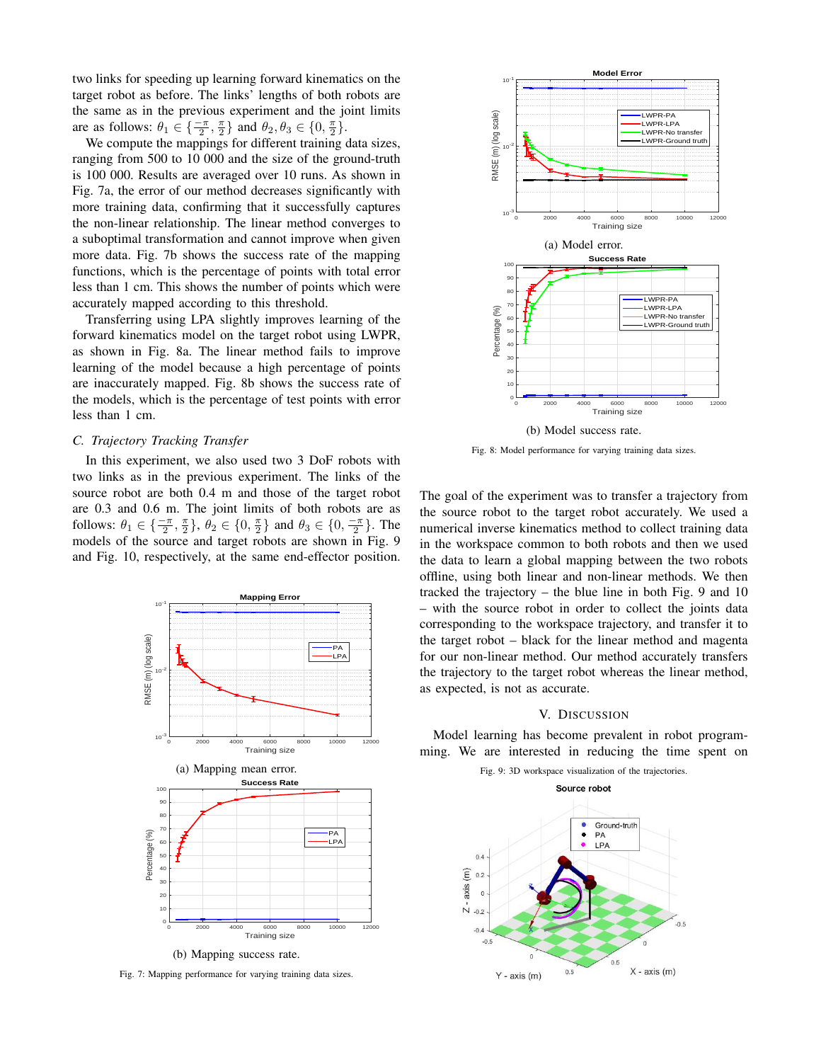two links for speeding up learning forward kinematics on the target robot as before. The links' lengths of both robots are the same as in the previous experiment and the joint limits are as follows: $\theta_1 \in \{\frac{-\pi}{2}, \frac{\pi}{2}\}$ and $\theta_2, \theta_3 \in \{0, \frac{\pi}{2}\}$.

We compute the mappings for different training data sizes, ranging from 500 to 10 000 and the size of the ground-truth is 100 000. Results are averaged over 10 runs. As shown in Fig. 7a, the error of our method decreases significantly with more training data, confirming that it successfully captures the non-linear relationship. The linear method converges to a suboptimal transformation and cannot improve when given more data. Fig. 7b shows the success rate of the mapping functions, which is the percentage of points with total error less than 1 cm. This shows the number of points which were accurately mapped according to this threshold.

Transferring using LPA slightly improves learning of the forward kinematics model on the target robot using LWPR, as shown in Fig. 8a. The linear method fails to improve learning of the model because a high percentage of points are inaccurately mapped. Fig. 8b shows the success rate of the models, which is the percentage of test points with error less than 1 cm.

### C. Trajectory Tracking Transfer

In this experiment, we also used two 3 DoF robots with two links as in the previous experiment. The links of the source robot are both 0.4 m and those of the target robot are 0.3 and 0.6 m. The joint limits of both robots are as follows: $\theta_1 \in \{\frac{-\pi}{2}, \frac{\pi}{2}\}$, $\theta_2 \in \{0, \frac{\pi}{2}\}$ and $\theta_3 \in \{0, \frac{-\pi}{2}\}$. The models of the source and target robots are shown in Fig. 9 and Fig. 10, respectively, at the same end-effector position.

Mapping Error
RMSE (m) (log scale)
Training size
PA
LPA

(a) Mapping mean error.

Success Rate
Percentage (%)
Training size
PA
LPA

(b) Mapping success rate.

Fig. 7: Mapping performance for varying training data sizes.

Model Error
RMSE (m) (log scale)
Training size
LWPR-PA
LWPR-LPA
LWPR-No transfer
LWPR-Ground truth

(a) Model error.

Success Rate
Percentage (%)
Training size
LWPR-PA
LWPR-LPA
LWPR-No transfer
LWPR-Ground truth

(b) Model success rate.

Fig. 8: Model performance for varying training data sizes.

The goal of the experiment was to transfer a trajectory from the source robot to the target robot accurately. We used a numerical inverse kinematics method to collect training data in the workspace common to both robots and then we used the data to learn a global mapping between the two robots offline, using both linear and non-linear methods. We then tracked the trajectory – the blue line in both Fig. 9 and 10 – with the source robot in order to collect the joints data corresponding to the workspace trajectory, and transfer it to the target robot – black for the linear method and magenta for our non-linear method. Our method accurately transfers the trajectory to the target robot whereas the linear method, as expected, is not as accurate.

## V. Discussion

Model learning has become prevalent in robot programming. We are interested in reducing the time spent on

Fig. 9: 3D workspace visualization of the trajectories.

Source robot
Ground-truth
PA
LPA
Z - axis (m)
Y - axis (m)
X - axis (m)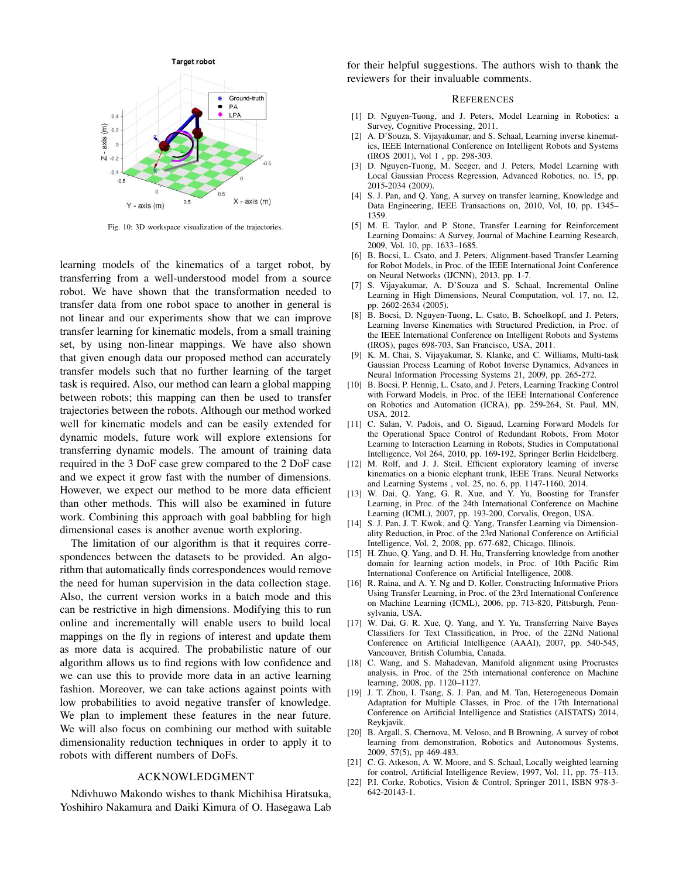Target robot

Ground-truth
PA
LPA

Z - axis (m)
0.4
0.2
0
-0.2
-0.4
-0.5
0
0.5
Y - axis (m)
-0.5
0
0.5
X - axis (m)

Fig. 10: 3D workspace visualization of the trajectories.

learning models of the kinematics of a target robot, by transferring from a well-understood model from a source robot. We have shown that the transformation needed to transfer data from one robot space to another in general is not linear and our experiments show that we can improve transfer learning for kinematic models, from a small training set, by using non-linear mappings. We have also shown that given enough data our proposed method can accurately transfer models such that no further learning of the target task is required. Also, our method can learn a global mapping between robots; this mapping can then be used to transfer trajectories between the robots. Although our method worked well for kinematic models and can be easily extended for dynamic models, future work will explore extensions for transferring dynamic models. The amount of training data required in the 3 DoF case grew compared to the 2 DoF case and we expect it grow fast with the number of dimensions. However, we expect our method to be more data efficient than other methods. This will also be examined in future work. Combining this approach with goal babbling for high dimensional cases is another avenue worth exploring.

The limitation of our algorithm is that it requires correspondences between the datasets to be provided. An algorithm that automatically finds correspondences would remove the need for human supervision in the data collection stage. Also, the current version works in a batch mode and this can be restrictive in high dimensions. Modifying this to run online and incrementally will enable users to build local mappings on the fly in regions of interest and update them as more data is acquired. The probabilistic nature of our algorithm allows us to find regions with low confidence and we can use this to provide more data in an active learning fashion. Moreover, we can take actions against points with low probabilities to avoid negative transfer of knowledge. We plan to implement these features in the near future. We will also focus on combining our method with suitable dimensionality reduction techniques in order to apply it to robots with different numbers of DoFs.

## ACKNOWLEDGMENT

Ndivhuwo Makondo wishes to thank Michihisa Hiratsuka, Yoshihiro Nakamura and Daiki Kimura of O. Hasegawa Lab for their helpful suggestions. The authors wish to thank the reviewers for their invaluable comments.

## REFERENCES

[1] D. Nguyen-Tuong, and J. Peters, Model Learning in Robotics: a Survey, Cognitive Processing, 2011.

[2] A. D'Souza, S. Vijayakumar, and S. Schaal, Learning inverse kinematics, IEEE International Conference on Intelligent Robots and Systems (IROS 2001), Vol 1 , pp. 298-303.

[3] D. Nguyen-Tuong, M. Seeger, and J. Peters, Model Learning with Local Gaussian Process Regression, Advanced Robotics, no. 15, pp. 2015-2034 (2009).

[4] S. J. Pan, and Q. Yang, A survey on transfer learning, Knowledge and Data Engineering, IEEE Transactions on, 2010, Vol, 10, pp. 1345–1359.

[5] M. E. Taylor, and P. Stone, Transfer Learning for Reinforcement Learning Domains: A Survey, Journal of Machine Learning Research, 2009, Vol. 10, pp. 1633–1685.

[6] B. Bocsi, L. Csato, and J. Peters, Alignment-based Transfer Learning for Robot Models, in Proc. of the IEEE International Joint Conference on Neural Networks (IJCNN), 2013, pp. 1-7.

[7] S. Vijayakumar, A. D'Souza and S. Schaal, Incremental Online Learning in High Dimensions, Neural Computation, vol. 17, no. 12, pp. 2602-2634 (2005).

[8] B. Bocsi, D. Nguyen-Tuong, L. Csato, B. Schoelkopf, and J. Peters, Learning Inverse Kinematics with Structured Prediction, in Proc. of the IEEE International Conference on Intelligent Robots and Systems (IROS), pages 698-703, San Francisco, USA, 2011.

[9] K. M. Chai, S. Vijayakumar, S. Klanke, and C. Williams, Multi-task Gaussian Process Learning of Robot Inverse Dynamics, Advances in Neural Information Processing Systems 21, 2009, pp. 265-272.

[10] B. Bocsi, P. Hennig, L. Csato, and J. Peters, Learning Tracking Control with Forward Models, in Proc. of the IEEE International Conference on Robotics and Automation (ICRA), pp. 259-264, St. Paul, MN, USA, 2012.

[11] C. Salan, V. Padois, and O. Sigaud, Learning Forward Models for the Operational Space Control of Redundant Robots, From Motor Learning to Interaction Learning in Robots, Studies in Computational Intelligence, Vol 264, 2010, pp. 169-192, Springer Berlin Heidelberg.

[12] M. Rolf, and J. J. Steil, Efficient exploratory learning of inverse kinematics on a bionic elephant trunk, IEEE Trans. Neural Networks and Learning Systems , vol. 25, no. 6, pp. 1147-1160, 2014.

[13] W. Dai, Q. Yang, G. R. Xue, and Y. Yu, Boosting for Transfer Learning, in Proc. of the 24th International Conference on Machine Learning (ICML), 2007, pp. 193-200, Corvalis, Oregon, USA.

[14] S. J. Pan, J. T. Kwok, and Q. Yang, Transfer Learning via Dimensionality Reduction, in Proc. of the 23rd National Conference on Artificial Intelligence, Vol. 2, 2008, pp. 677-682, Chicago, Illinois.

[15] H. Zhuo, Q. Yang, and D. H. Hu, Transferring knowledge from another domain for learning action models, in Proc. of 10th Pacific Rim International Conference on Artificial Intelligence, 2008.

[16] R. Raina, and A. Y. Ng and D. Koller, Constructing Informative Priors Using Transfer Learning, in Proc. of the 23rd International Conference on Machine Learning (ICML), 2006, pp. 713-820, Pittsburgh, Pennsylvania, USA.

[17] W. Dai, G. R. Xue, Q. Yang, and Y. Yu, Transferring Naive Bayes Classifiers for Text Classification, in Proc. of the 22Nd National Conference on Artificial Intelligence (AAAI), 2007, pp. 540-545, Vancouver, British Columbia, Canada.

[18] C. Wang, and S. Mahadevan, Manifold alignment using Procrustes analysis, in Proc. of the 25th international conference on Machine learning, 2008, pp. 1120–1127.

[19] J. T. Zhou, I. Tsang, S. J. Pan, and M. Tan, Heterogeneous Domain Adaptation for Multiple Classes, in Proc. of the 17th International Conference on Artificial Intelligence and Statistics (AISTATS) 2014, Reykjavik.

[20] B. Argall, S. Chernova, M. Veloso, and B Browning, A survey of robot learning from demonstration, Robotics and Autonomous Systems, 2009, 57(5), pp 469-483.

[21] C. G. Atkeson, A. W. Moore, and S. Schaal, Locally weighted learning for control, Artificial Intelligence Review, 1997, Vol. 11, pp. 75–113.

[22] P.I. Corke, Robotics, Vision & Control, Springer 2011, ISBN 978-3-642-20143-1.